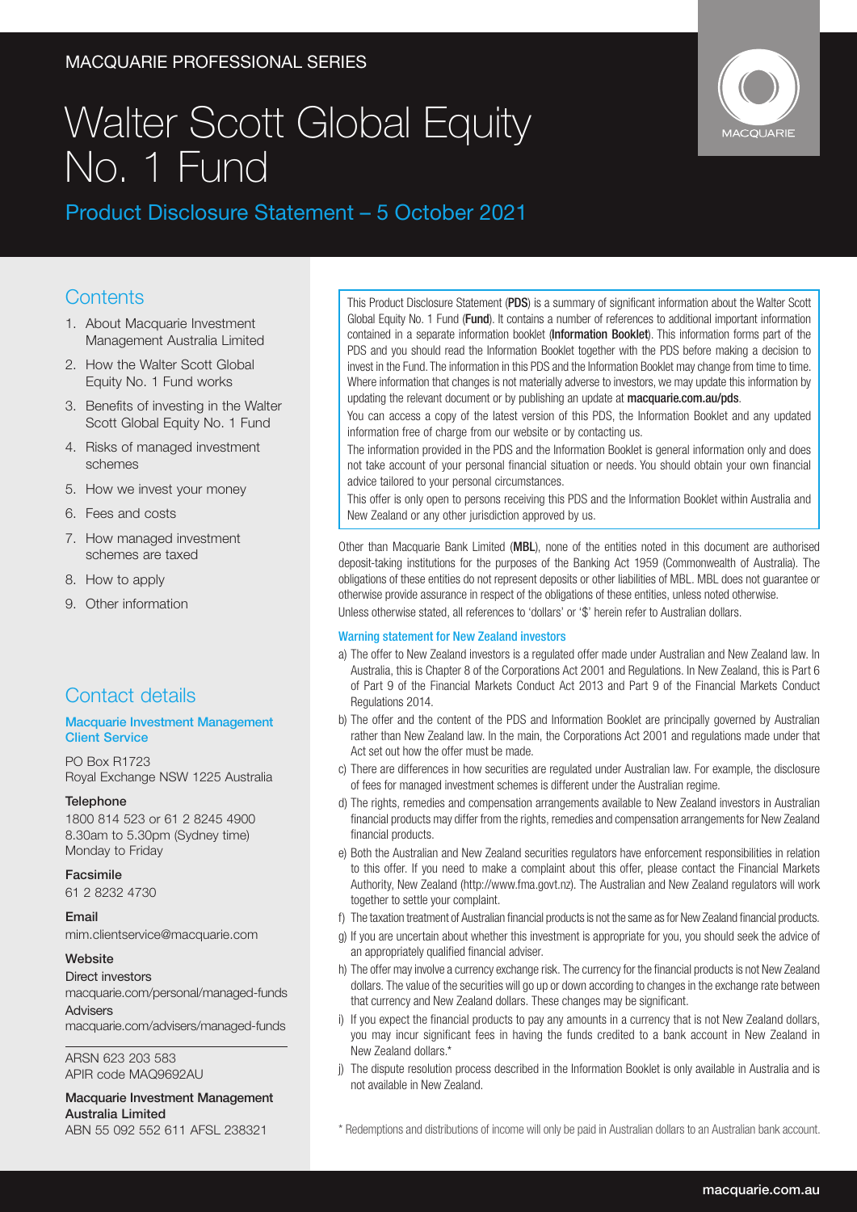MACQUARIE PROFESSIONAL SERIES

# Walter Scott Global Equity No. 1 Fund

## Product Disclosure Statement – 5 October 2021

## Contents

1. About Macquarie Investment Management Australia Limited
2. How the Walter Scott Global Equity No. 1 Fund works
3. Benefits of investing in the Walter Scott Global Equity No. 1 Fund
4. Risks of managed investment schemes
5. How we invest your money
6. Fees and costs
7. How managed investment schemes are taxed
8. How to apply
9. Other information

## Contact details

**Macquarie Investment Management Client Service**

PO Box R1723
Royal Exchange NSW 1225 Australia

**Telephone**
1800 814 523 or 61 2 8245 4900
8.30am to 5.30pm (Sydney time)
Monday to Friday

**Facsimile**
61 2 8232 4730

**Email**
mim.clientservice@macquarie.com

**Website**
Direct investors
macquarie.com/personal/managed-funds
Advisers
macquarie.com/advisers/managed-funds

ARSN 623 203 583
APIR code MAQ9692AU

**Macquarie Investment Management Australia Limited**
ABN 55 092 552 611 AFSL 238321

This Product Disclosure Statement (**PDS**) is a summary of significant information about the Walter Scott Global Equity No. 1 Fund (**Fund**). It contains a number of references to additional important information contained in a separate information booklet (**Information Booklet**). This information forms part of the PDS and you should read the Information Booklet together with the PDS before making a decision to invest in the Fund. The information in this PDS and the Information Booklet may change from time to time. Where information that changes is not materially adverse to investors, we may update this information by updating the relevant document or by publishing an update at **macquarie.com.au/pds**.

You can access a copy of the latest version of this PDS, the Information Booklet and any updated information free of charge from our website or by contacting us.

The information provided in the PDS and the Information Booklet is general information only and does not take account of your personal financial situation or needs. You should obtain your own financial advice tailored to your personal circumstances.

This offer is only open to persons receiving this PDS and the Information Booklet within Australia and New Zealand or any other jurisdiction approved by us.

Other than Macquarie Bank Limited (**MBL**), none of the entities noted in this document are authorised deposit-taking institutions for the purposes of the Banking Act 1959 (Commonwealth of Australia). The obligations of these entities do not represent deposits or other liabilities of MBL. MBL does not guarantee or otherwise provide assurance in respect of the obligations of these entities, unless noted otherwise.

Unless otherwise stated, all references to 'dollars' or '$' herein refer to Australian dollars.

### Warning statement for New Zealand investors

a) The offer to New Zealand investors is a regulated offer made under Australian and New Zealand law. In Australia, this is Chapter 8 of the Corporations Act 2001 and Regulations. In New Zealand, this is Part 6 of Part 9 of the Financial Markets Conduct Act 2013 and Part 9 of the Financial Markets Conduct Regulations 2014.

b) The offer and the content of the PDS and Information Booklet are principally governed by Australian rather than New Zealand law. In the main, the Corporations Act 2001 and regulations made under that Act set out how the offer must be made.

c) There are differences in how securities are regulated under Australian law. For example, the disclosure of fees for managed investment schemes is different under the Australian regime.

d) The rights, remedies and compensation arrangements available to New Zealand investors in Australian financial products may differ from the rights, remedies and compensation arrangements for New Zealand financial products.

e) Both the Australian and New Zealand securities regulators have enforcement responsibilities in relation to this offer. If you need to make a complaint about this offer, please contact the Financial Markets Authority, New Zealand (http://www.fma.govt.nz). The Australian and New Zealand regulators will work together to settle your complaint.

f) The taxation treatment of Australian financial products is not the same as for New Zealand financial products.

g) If you are uncertain about whether this investment is appropriate for you, you should seek the advice of an appropriately qualified financial adviser.

h) The offer may involve a currency exchange risk. The currency for the financial products is not New Zealand dollars. The value of the securities will go up or down according to changes in the exchange rate between that currency and New Zealand dollars. These changes may be significant.

i) If you expect the financial products to pay any amounts in a currency that is not New Zealand dollars, you may incur significant fees in having the funds credited to a bank account in New Zealand in New Zealand dollars.*

j) The dispute resolution process described in the Information Booklet is only available in Australia and is not available in New Zealand.

\* Redemptions and distributions of income will only be paid in Australian dollars to an Australian bank account.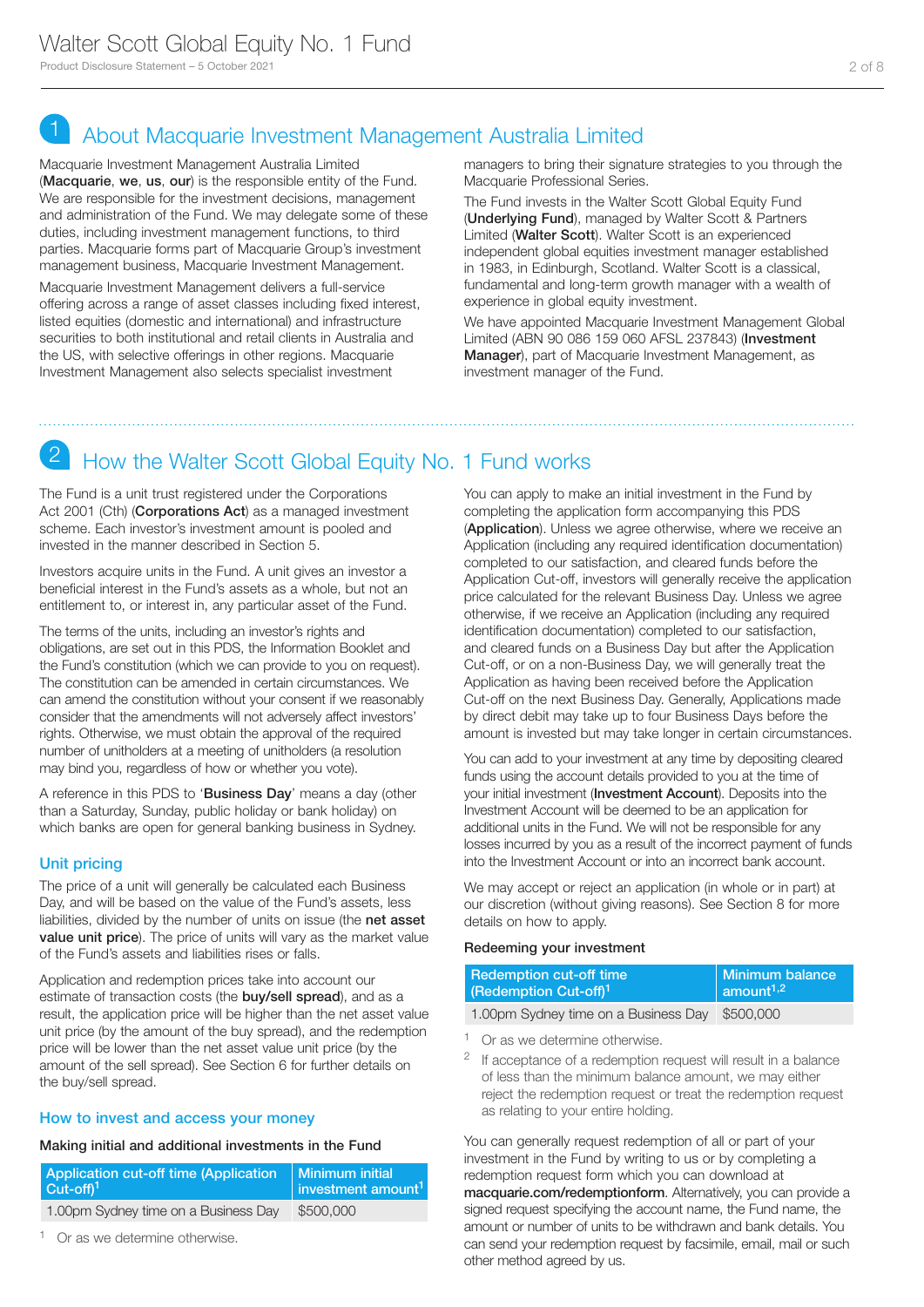## 1 About Macquarie Investment Management Australia Limited

Macquarie Investment Management Australia Limited (**Macquarie**, **we**, **us**, **our**) is the responsible entity of the Fund. We are responsible for the investment decisions, management and administration of the Fund. We may delegate some of these duties, including investment management functions, to third parties. Macquarie forms part of Macquarie Group's investment management business, Macquarie Investment Management.

Macquarie Investment Management delivers a full-service offering across a range of asset classes including fixed interest, listed equities (domestic and international) and infrastructure securities to both institutional and retail clients in Australia and the US, with selective offerings in other regions. Macquarie Investment Management also selects specialist investment managers to bring their signature strategies to you through the Macquarie Professional Series.

The Fund invests in the Walter Scott Global Equity Fund (**Underlying Fund**), managed by Walter Scott & Partners Limited (**Walter Scott**). Walter Scott is an experienced independent global equities investment manager established in 1983, in Edinburgh, Scotland. Walter Scott is a classical, fundamental and long-term growth manager with a wealth of experience in global equity investment.

We have appointed Macquarie Investment Management Global Limited (ABN 90 086 159 060 AFSL 237843) (**Investment Manager**), part of Macquarie Investment Management, as investment manager of the Fund.

## 2 How the Walter Scott Global Equity No. 1 Fund works

The Fund is a unit trust registered under the Corporations Act 2001 (Cth) (**Corporations Act**) as a managed investment scheme. Each investor's investment amount is pooled and invested in the manner described in Section 5.

Investors acquire units in the Fund. A unit gives an investor a beneficial interest in the Fund's assets as a whole, but not an entitlement to, or interest in, any particular asset of the Fund.

The terms of the units, including an investor's rights and obligations, are set out in this PDS, the Information Booklet and the Fund's constitution (which we can provide to you on request). The constitution can be amended in certain circumstances. We can amend the constitution without your consent if we reasonably consider that the amendments will not adversely affect investors' rights. Otherwise, we must obtain the approval of the required number of unitholders at a meeting of unitholders (a resolution may bind you, regardless of how or whether you vote).

A reference in this PDS to '**Business Day**' means a day (other than a Saturday, Sunday, public holiday or bank holiday) on which banks are open for general banking business in Sydney.

### Unit pricing

The price of a unit will generally be calculated each Business Day, and will be based on the value of the Fund's assets, less liabilities, divided by the number of units on issue (the **net asset value unit price**). The price of units will vary as the market value of the Fund's assets and liabilities rises or falls.

Application and redemption prices take into account our estimate of transaction costs (the **buy/sell spread**), and as a result, the application price will be higher than the net asset value unit price (by the amount of the buy spread), and the redemption price will be lower than the net asset value unit price (by the amount of the sell spread). See Section 6 for further details on the buy/sell spread.

### How to invest and access your money

**Making initial and additional investments in the Fund**

| Application cut-off time (Application Cut-off)[1] | Minimum initial investment amount[1] |
|---|---|
| 1.00pm Sydney time on a Business Day | $500,000 |

[1] Or as we determine otherwise.

You can apply to make an initial investment in the Fund by completing the application form accompanying this PDS (**Application**). Unless we agree otherwise, where we receive an Application (including any required identification documentation) completed to our satisfaction, and cleared funds before the Application Cut-off, investors will generally receive the application price calculated for the relevant Business Day. Unless we agree otherwise, if we receive an Application (including any required identification documentation) completed to our satisfaction, and cleared funds on a Business Day but after the Application Cut-off, or on a non-Business Day, we will generally treat the Application as having been received before the Application Cut-off on the next Business Day. Generally, Applications made by direct debit may take up to four Business Days before the amount is invested but may take longer in certain circumstances.

You can add to your investment at any time by depositing cleared funds using the account details provided to you at the time of your initial investment (**Investment Account**). Deposits into the Investment Account will be deemed to be an application for additional units in the Fund. We will not be responsible for any losses incurred by you as a result of the incorrect payment of funds into the Investment Account or into an incorrect bank account.

We may accept or reject an application (in whole or in part) at our discretion (without giving reasons). See Section 8 for more details on how to apply.

**Redeeming your investment**

| Redemption cut-off time (Redemption Cut-off)[1] | Minimum balance amount[1,2] |
|---|---|
| 1.00pm Sydney time on a Business Day | $500,000 |

[1] Or as we determine otherwise.

[2] If acceptance of a redemption request will result in a balance of less than the minimum balance amount, we may either reject the redemption request or treat the redemption request as relating to your entire holding.

You can generally request redemption of all or part of your investment in the Fund by writing to us or by completing a redemption request form which you can download at **macquarie.com/redemptionform**. Alternatively, you can provide a signed request specifying the account name, the Fund name, the amount or number of units to be withdrawn and bank details. You can send your redemption request by facsimile, email, mail or such other method agreed by us.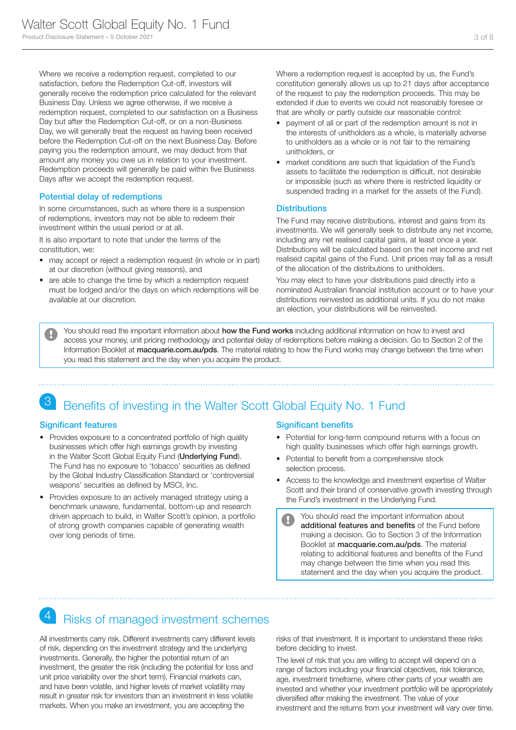Where we receive a redemption request, completed to our satisfaction, before the Redemption Cut-off, investors will generally receive the redemption price calculated for the relevant Business Day. Unless we agree otherwise, if we receive a redemption request, completed to our satisfaction on a Business Day but after the Redemption Cut-off, or on a non-Business Day, we will generally treat the request as having been received before the Redemption Cut-off on the next Business Day. Before paying you the redemption amount, we may deduct from that amount any money you owe us in relation to your investment. Redemption proceeds will generally be paid within five Business Days after we accept the redemption request.

### Potential delay of redemptions

In some circumstances, such as where there is a suspension of redemptions, investors may not be able to redeem their investment within the usual period or at all.

It is also important to note that under the terms of the constitution, we:

- may accept or reject a redemption request (in whole or in part) at our discretion (without giving reasons), and
- are able to change the time by which a redemption request must be lodged and/or the days on which redemptions will be available at our discretion.

Where a redemption request is accepted by us, the Fund's constitution generally allows us up to 21 days after acceptance of the request to pay the redemption proceeds. This may be extended if due to events we could not reasonably foresee or that are wholly or partly outside our reasonable control:

- payment of all or part of the redemption amount is not in the interests of unitholders as a whole, is materially adverse to unitholders as a whole or is not fair to the remaining unitholders, or
- market conditions are such that liquidation of the Fund's assets to facilitate the redemption is difficult, not desirable or impossible (such as where there is restricted liquidity or suspended trading in a market for the assets of the Fund).

### Distributions

The Fund may receive distributions, interest and gains from its investments. We will generally seek to distribute any net income, including any net realised capital gains, at least once a year. Distributions will be calculated based on the net income and net realised capital gains of the Fund. Unit prices may fall as a result of the allocation of the distributions to unitholders.

You may elect to have your distributions paid directly into a nominated Australian financial institution account or to have your distributions reinvested as additional units. If you do not make an election, your distributions will be reinvested.

> You should read the important information about **how the Fund works** including additional information on how to invest and access your money, unit pricing methodology and potential delay of redemptions before making a decision. Go to Section 2 of the Information Booklet at **macquarie.com.au/pds**. The material relating to how the Fund works may change between the time when you read this statement and the day when you acquire the product.

## 3 Benefits of investing in the Walter Scott Global Equity No. 1 Fund

### Significant features

- Provides exposure to a concentrated portfolio of high quality businesses which offer high earnings growth by investing in the Walter Scott Global Equity Fund (**Underlying Fund**). The Fund has no exposure to 'tobacco' securities as defined by the Global Industry Classification Standard or 'controversial weapons' securities as defined by MSCI, Inc.
- Provides exposure to an actively managed strategy using a benchmark unaware, fundamental, bottom-up and research driven approach to build, in Walter Scott's opinion, a portfolio of strong growth companies capable of generating wealth over long periods of time.

### Significant benefits

- Potential for long-term compound returns with a focus on high quality businesses which offer high earnings growth.
- Potential to benefit from a comprehensive stock selection process.
- Access to the knowledge and investment expertise of Walter Scott and their brand of conservative growth investing through the Fund's investment in the Underlying Fund.

> You should read the important information about **additional features and benefits** of the Fund before making a decision. Go to Section 3 of the Information Booklet at **macquarie.com.au/pds**. The material relating to additional features and benefits of the Fund may change between the time when you read this statement and the day when you acquire the product.

## 4 Risks of managed investment schemes

All investments carry risk. Different investments carry different levels of risk, depending on the investment strategy and the underlying investments. Generally, the higher the potential return of an investment, the greater the risk (including the potential for loss and unit price variability over the short term). Financial markets can, and have been volatile, and higher levels of market volatility may result in greater risk for investors than an investment in less volatile markets. When you make an investment, you are accepting the risks of that investment. It is important to understand these risks before deciding to invest.

The level of risk that you are willing to accept will depend on a range of factors including your financial objectives, risk tolerance, age, investment timeframe, where other parts of your wealth are invested and whether your investment portfolio will be appropriately diversified after making the investment. The value of your investment and the returns from your investment will vary over time.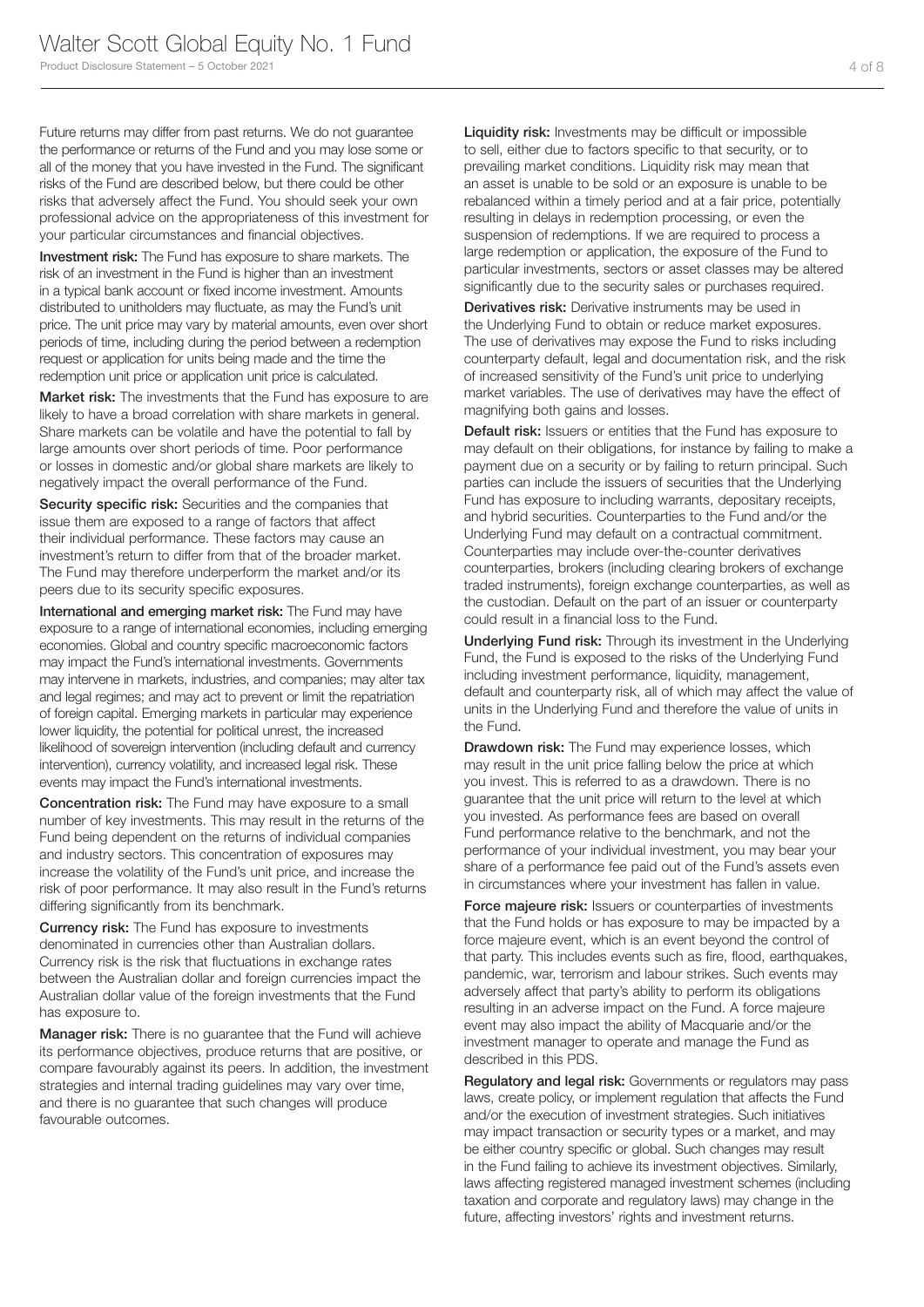Future returns may differ from past returns. We do not guarantee the performance or returns of the Fund and you may lose some or all of the money that you have invested in the Fund. The significant risks of the Fund are described below, but there could be other risks that adversely affect the Fund. You should seek your own professional advice on the appropriateness of this investment for your particular circumstances and financial objectives.

**Investment risk:** The Fund has exposure to share markets. The risk of an investment in the Fund is higher than an investment in a typical bank account or fixed income investment. Amounts distributed to unitholders may fluctuate, as may the Fund's unit price. The unit price may vary by material amounts, even over short periods of time, including during the period between a redemption request or application for units being made and the time the redemption unit price or application unit price is calculated.

**Market risk:** The investments that the Fund has exposure to are likely to have a broad correlation with share markets in general. Share markets can be volatile and have the potential to fall by large amounts over short periods of time. Poor performance or losses in domestic and/or global share markets are likely to negatively impact the overall performance of the Fund.

**Security specific risk:** Securities and the companies that issue them are exposed to a range of factors that affect their individual performance. These factors may cause an investment's return to differ from that of the broader market. The Fund may therefore underperform the market and/or its peers due to its security specific exposures.

**International and emerging market risk:** The Fund may have exposure to a range of international economies, including emerging economies. Global and country specific macroeconomic factors may impact the Fund's international investments. Governments may intervene in markets, industries, and companies; may alter tax and legal regimes; and may act to prevent or limit the repatriation of foreign capital. Emerging markets in particular may experience lower liquidity, the potential for political unrest, the increased likelihood of sovereign intervention (including default and currency intervention), currency volatility, and increased legal risk. These events may impact the Fund's international investments.

**Concentration risk:** The Fund may have exposure to a small number of key investments. This may result in the returns of the Fund being dependent on the returns of individual companies and industry sectors. This concentration of exposures may increase the volatility of the Fund's unit price, and increase the risk of poor performance. It may also result in the Fund's returns differing significantly from its benchmark.

**Currency risk:** The Fund has exposure to investments denominated in currencies other than Australian dollars. Currency risk is the risk that fluctuations in exchange rates between the Australian dollar and foreign currencies impact the Australian dollar value of the foreign investments that the Fund has exposure to.

**Manager risk:** There is no guarantee that the Fund will achieve its performance objectives, produce returns that are positive, or compare favourably against its peers. In addition, the investment strategies and internal trading guidelines may vary over time, and there is no guarantee that such changes will produce favourable outcomes.

**Liquidity risk:** Investments may be difficult or impossible to sell, either due to factors specific to that security, or to prevailing market conditions. Liquidity risk may mean that an asset is unable to be sold or an exposure is unable to be rebalanced within a timely period and at a fair price, potentially resulting in delays in redemption processing, or even the suspension of redemptions. If we are required to process a large redemption or application, the exposure of the Fund to particular investments, sectors or asset classes may be altered significantly due to the security sales or purchases required.

**Derivatives risk:** Derivative instruments may be used in the Underlying Fund to obtain or reduce market exposures. The use of derivatives may expose the Fund to risks including counterparty default, legal and documentation risk, and the risk of increased sensitivity of the Fund's unit price to underlying market variables. The use of derivatives may have the effect of magnifying both gains and losses.

**Default risk:** Issuers or entities that the Fund has exposure to may default on their obligations, for instance by failing to make a payment due on a security or by failing to return principal. Such parties can include the issuers of securities that the Underlying Fund has exposure to including warrants, depositary receipts, and hybrid securities. Counterparties to the Fund and/or the Underlying Fund may default on a contractual commitment. Counterparties may include over-the-counter derivatives counterparties, brokers (including clearing brokers of exchange traded instruments), foreign exchange counterparties, as well as the custodian. Default on the part of an issuer or counterparty could result in a financial loss to the Fund.

**Underlying Fund risk:** Through its investment in the Underlying Fund, the Fund is exposed to the risks of the Underlying Fund including investment performance, liquidity, management, default and counterparty risk, all of which may affect the value of units in the Underlying Fund and therefore the value of units in the Fund.

**Drawdown risk:** The Fund may experience losses, which may result in the unit price falling below the price at which you invest. This is referred to as a drawdown. There is no guarantee that the unit price will return to the level at which you invested. As performance fees are based on overall Fund performance relative to the benchmark, and not the performance of your individual investment, you may bear your share of a performance fee paid out of the Fund's assets even in circumstances where your investment has fallen in value.

**Force majeure risk:** Issuers or counterparties of investments that the Fund holds or has exposure to may be impacted by a force majeure event, which is an event beyond the control of that party. This includes events such as fire, flood, earthquakes, pandemic, war, terrorism and labour strikes. Such events may adversely affect that party's ability to perform its obligations resulting in an adverse impact on the Fund. A force majeure event may also impact the ability of Macquarie and/or the investment manager to operate and manage the Fund as described in this PDS.

**Regulatory and legal risk:** Governments or regulators may pass laws, create policy, or implement regulation that affects the Fund and/or the execution of investment strategies. Such initiatives may impact transaction or security types or a market, and may be either country specific or global. Such changes may result in the Fund failing to achieve its investment objectives. Similarly, laws affecting registered managed investment schemes (including taxation and corporate and regulatory laws) may change in the future, affecting investors' rights and investment returns.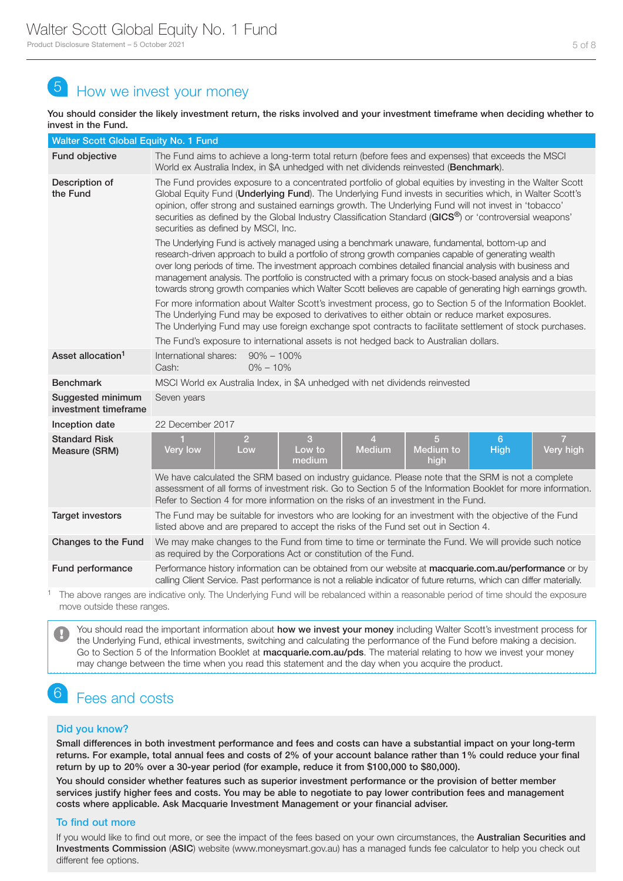## 5 How we invest your money

**You should consider the likely investment return, the risks involved and your investment timeframe when deciding whether to invest in the Fund.**

| Walter Scott Global Equity No. 1 Fund | |
|---|---|
| **Fund objective** | The Fund aims to achieve a long-term total return (before fees and expenses) that exceeds the MSCI World ex Australia Index, in $A unhedged with net dividends reinvested (**Benchmark**). |
| **Description of the Fund** | The Fund provides exposure to a concentrated portfolio of global equities by investing in the Walter Scott Global Equity Fund (**Underlying Fund**). The Underlying Fund invests in securities which, in Walter Scott's opinion, offer strong and sustained earnings growth. The Underlying Fund will not invest in 'tobacco' securities as defined by the Global Industry Classification Standard (**GICS®**) or 'controversial weapons' securities as defined by MSCI, Inc.<br><br>The Underlying Fund is actively managed using a benchmark unaware, fundamental, bottom-up and research-driven approach to build a portfolio of strong growth companies capable of generating wealth over long periods of time. The investment approach combines detailed financial analysis with business and management analysis. The portfolio is constructed with a primary focus on stock-based analysis and a bias towards strong growth companies which Walter Scott believes are capable of generating high earnings growth.<br><br>For more information about Walter Scott's investment process, go to Section 5 of the Information Booklet. The Underlying Fund may be exposed to derivatives to either obtain or reduce market exposures. The Underlying Fund may use foreign exchange spot contracts to facilitate settlement of stock purchases.<br><br>The Fund's exposure to international assets is not hedged back to Australian dollars. |
| **Asset allocation**[1] | International shares: 90% – 100%<br>Cash: 0% – 10% |
| **Benchmark** | MSCI World ex Australia Index, in $A unhedged with net dividends reinvested |
| **Suggested minimum investment timeframe** | Seven years |
| **Inception date** | 22 December 2017 |
| **Standard Risk Measure (SRM)** | 1 Very low \| 2 Low \| 3 Low to medium \| 4 Medium \| 5 Medium to high \| **6 High** \| 7 Very high<br><br>We have calculated the SRM based on industry guidance. Please note that the SRM is not a complete assessment of all forms of investment risk. Go to Section 5 of the Information Booklet for more information. Refer to Section 4 for more information on the risks of an investment in the Fund. |
| **Target investors** | The Fund may be suitable for investors who are looking for an investment with the objective of the Fund listed above and are prepared to accept the risks of the Fund set out in Section 4. |
| **Changes to the Fund** | We may make changes to the Fund from time to time or terminate the Fund. We will provide such notice as required by the Corporations Act or constitution of the Fund. |
| **Fund performance** | Performance history information can be obtained from our website at **macquarie.com.au/performance** or by calling Client Service. Past performance is not a reliable indicator of future returns, which can differ materially. |

[1] The above ranges are indicative only. The Underlying Fund will be rebalanced within a reasonable period of time should the exposure move outside these ranges.

> **!** You should read the important information about **how we invest your money** including Walter Scott's investment process for the Underlying Fund, ethical investments, switching and calculating the performance of the Fund before making a decision. Go to Section 5 of the Information Booklet at **macquarie.com.au/pds**. The material relating to how we invest your money may change between the time when you read this statement and the day when you acquire the product.

## 6 Fees and costs

### Did you know?

**Small differences in both investment performance and fees and costs can have a substantial impact on your long-term returns. For example, total annual fees and costs of 2% of your account balance rather than 1% could reduce your final return by up to 20% over a 30-year period (for example, reduce it from $100,000 to $80,000).**

**You should consider whether features such as superior investment performance or the provision of better member services justify higher fees and costs. You may be able to negotiate to pay lower contribution fees and management costs where applicable. Ask Macquarie Investment Management or your financial adviser.**

### To find out more

If you would like to find out more, or see the impact of the fees based on your own circumstances, the **Australian Securities and Investments Commission** (**ASIC**) website (www.moneysmart.gov.au) has a managed funds fee calculator to help you check out different fee options.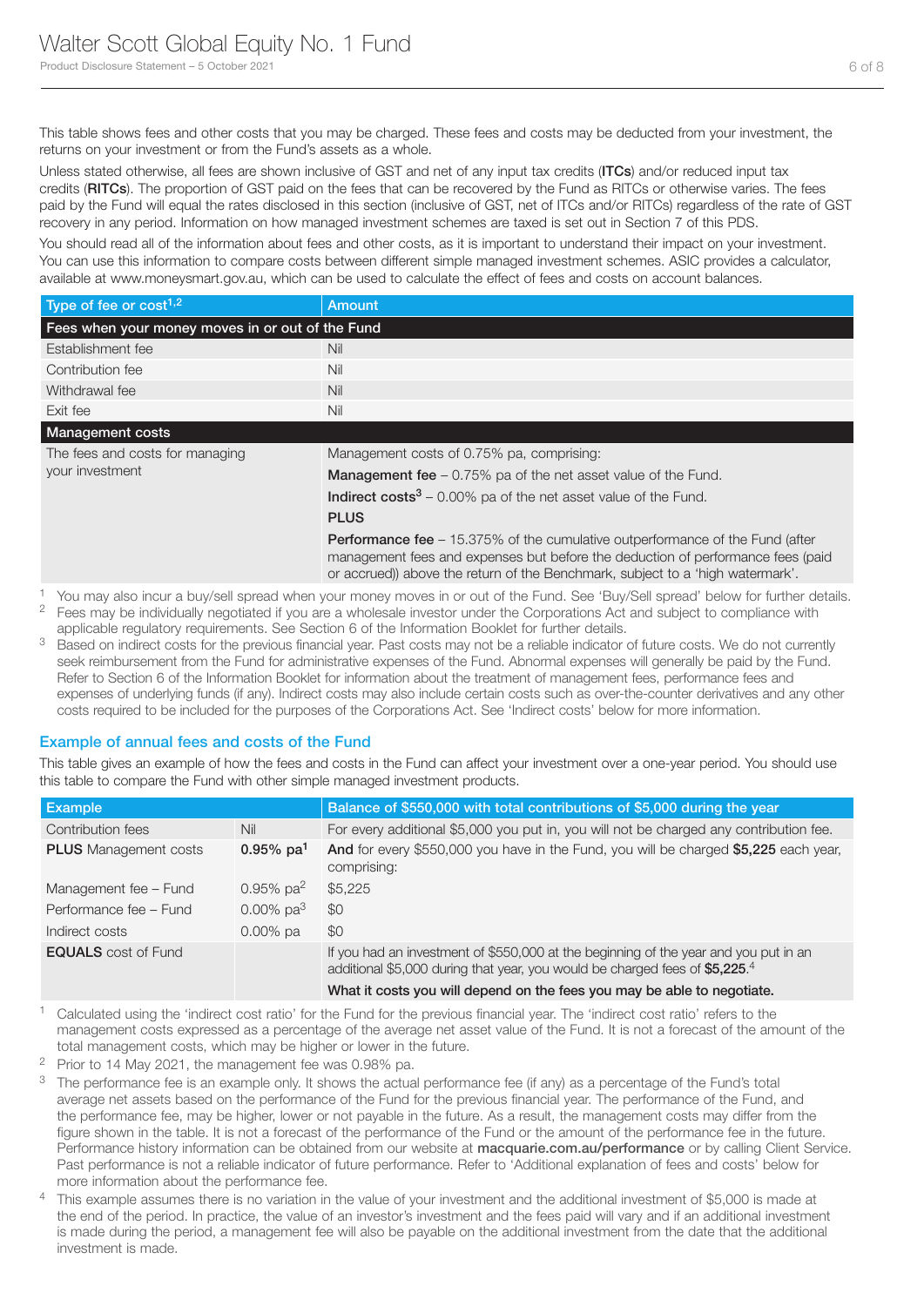This table shows fees and other costs that you may be charged. These fees and costs may be deducted from your investment, the returns on your investment or from the Fund's assets as a whole.

Unless stated otherwise, all fees are shown inclusive of GST and net of any input tax credits (**ITCs**) and/or reduced input tax credits (**RITCs**). The proportion of GST paid on the fees that can be recovered by the Fund as RITCs or otherwise varies. The fees paid by the Fund will equal the rates disclosed in this section (inclusive of GST, net of ITCs and/or RITCs) regardless of the rate of GST recovery in any period. Information on how managed investment schemes are taxed is set out in Section 7 of this PDS.

You should read all of the information about fees and other costs, as it is important to understand their impact on your investment. You can use this information to compare costs between different simple managed investment schemes. ASIC provides a calculator, available at www.moneysmart.gov.au, which can be used to calculate the effect of fees and costs on account balances.

| Type of fee or cost[1,2] | Amount |
|---|---|
| **Fees when your money moves in or out of the Fund** | |
| Establishment fee | Nil |
| Contribution fee | Nil |
| Withdrawal fee | Nil |
| Exit fee | Nil |
| **Management costs** | |
| The fees and costs for managing your investment | Management costs of 0.75% pa, comprising:<br>**Management fee** – 0.75% pa of the net asset value of the Fund.<br>**Indirect costs**[3] – 0.00% pa of the net asset value of the Fund.<br>**PLUS**<br>**Performance fee** – 15.375% of the cumulative outperformance of the Fund (after management fees and expenses but before the deduction of performance fees (paid or accrued)) above the return of the Benchmark, subject to a 'high watermark'. |

1 You may also incur a buy/sell spread when your money moves in or out of the Fund. See 'Buy/Sell spread' below for further details.

2 Fees may be individually negotiated if you are a wholesale investor under the Corporations Act and subject to compliance with applicable regulatory requirements. See Section 6 of the Information Booklet for further details.

3 Based on indirect costs for the previous financial year. Past costs may not be a reliable indicator of future costs. We do not currently seek reimbursement from the Fund for administrative expenses of the Fund. Abnormal expenses will generally be paid by the Fund. Refer to Section 6 of the Information Booklet for information about the treatment of management fees, performance fees and expenses of underlying funds (if any). Indirect costs may also include certain costs such as over-the-counter derivatives and any other costs required to be included for the purposes of the Corporations Act. See 'Indirect costs' below for more information.

## Example of annual fees and costs of the Fund

This table gives an example of how the fees and costs in the Fund can affect your investment over a one-year period. You should use this table to compare the Fund with other simple managed investment products.

| Example | | Balance of $550,000 with total contributions of $5,000 during the year |
|---|---|---|
| Contribution fees | Nil | For every additional $5,000 you put in, you will not be charged any contribution fee. |
| **PLUS** Management costs | **0.95% pa**[1] | **And** for every $550,000 you have in the Fund, you will be charged **$5,225** each year, comprising: |
| Management fee – Fund | 0.95% pa[2] | $5,225 |
| Performance fee – Fund | 0.00% pa[3] | $0 |
| Indirect costs | 0.00% pa | $0 |
| **EQUALS** cost of Fund | | If you had an investment of $550,000 at the beginning of the year and you put in an additional $5,000 during that year, you would be charged fees of **$5,225**.[4]<br>**What it costs you will depend on the fees you may be able to negotiate.** |

1 Calculated using the 'indirect cost ratio' for the Fund for the previous financial year. The 'indirect cost ratio' refers to the management costs expressed as a percentage of the average net asset value of the Fund. It is not a forecast of the amount of the total management costs, which may be higher or lower in the future.

2 Prior to 14 May 2021, the management fee was 0.98% pa.

3 The performance fee is an example only. It shows the actual performance fee (if any) as a percentage of the Fund's total average net assets based on the performance of the Fund for the previous financial year. The performance of the Fund, and the performance fee, may be higher, lower or not payable in the future. As a result, the management costs may differ from the figure shown in the table. It is not a forecast of the performance of the Fund or the amount of the performance fee in the future. Performance history information can be obtained from our website at **macquarie.com.au/performance** or by calling Client Service. Past performance is not a reliable indicator of future performance. Refer to 'Additional explanation of fees and costs' below for more information about the performance fee.

4 This example assumes there is no variation in the value of your investment and the additional investment of $5,000 is made at the end of the period. In practice, the value of an investor's investment and the fees paid will vary and if an additional investment is made during the period, a management fee will also be payable on the additional investment from the date that the additional investment is made.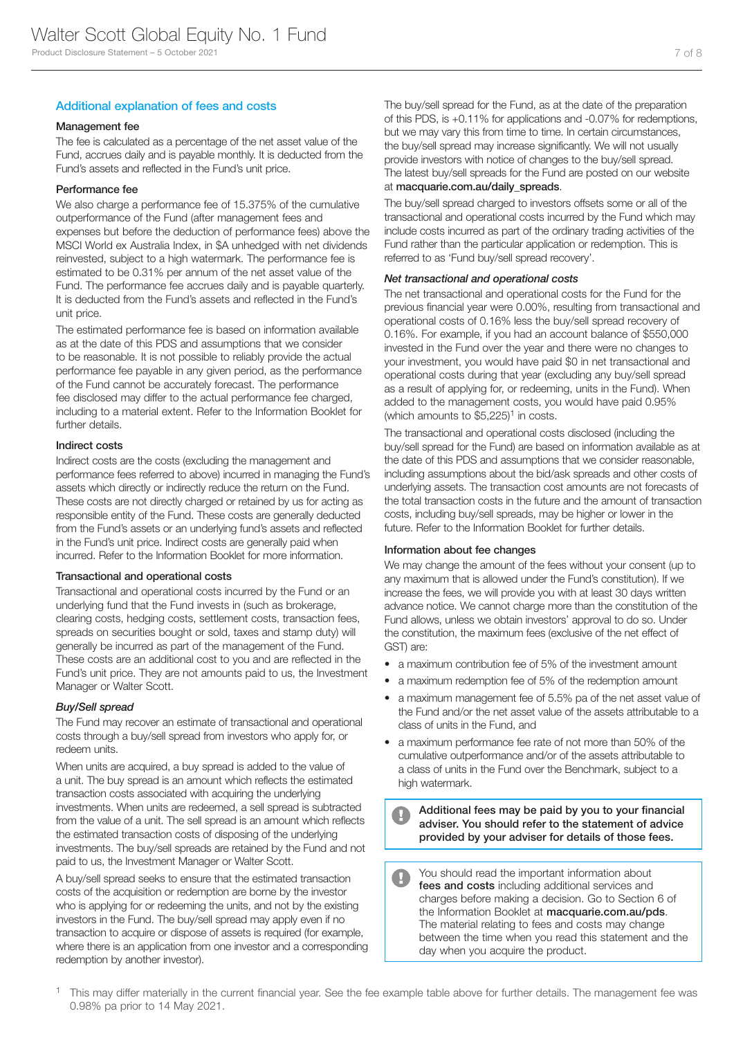## Additional explanation of fees and costs

### Management fee

The fee is calculated as a percentage of the net asset value of the Fund, accrues daily and is payable monthly. It is deducted from the Fund's assets and reflected in the Fund's unit price.

### Performance fee

We also charge a performance fee of 15.375% of the cumulative outperformance of the Fund (after management fees and expenses but before the deduction of performance fees) above the MSCI World ex Australia Index, in $A unhedged with net dividends reinvested, subject to a high watermark. The performance fee is estimated to be 0.31% per annum of the net asset value of the Fund. The performance fee accrues daily and is payable quarterly. It is deducted from the Fund's assets and reflected in the Fund's unit price.

The estimated performance fee is based on information available as at the date of this PDS and assumptions that we consider to be reasonable. It is not possible to reliably provide the actual performance fee payable in any given period, as the performance of the Fund cannot be accurately forecast. The performance fee disclosed may differ to the actual performance fee charged, including to a material extent. Refer to the Information Booklet for further details.

### Indirect costs

Indirect costs are the costs (excluding the management and performance fees referred to above) incurred in managing the Fund's assets which directly or indirectly reduce the return on the Fund. These costs are not directly charged or retained by us for acting as responsible entity of the Fund. These costs are generally deducted from the Fund's assets or an underlying fund's assets and reflected in the Fund's unit price. Indirect costs are generally paid when incurred. Refer to the Information Booklet for more information.

### Transactional and operational costs

Transactional and operational costs incurred by the Fund or an underlying fund that the Fund invests in (such as brokerage, clearing costs, hedging costs, settlement costs, transaction fees, spreads on securities bought or sold, taxes and stamp duty) will generally be incurred as part of the management of the Fund. These costs are an additional cost to you and are reflected in the Fund's unit price. They are not amounts paid to us, the Investment Manager or Walter Scott.

#### *Buy/Sell spread*

The Fund may recover an estimate of transactional and operational costs through a buy/sell spread from investors who apply for, or redeem units.

When units are acquired, a buy spread is added to the value of a unit. The buy spread is an amount which reflects the estimated transaction costs associated with acquiring the underlying investments. When units are redeemed, a sell spread is subtracted from the value of a unit. The sell spread is an amount which reflects the estimated transaction costs of disposing of the underlying investments. The buy/sell spreads are retained by the Fund and not paid to us, the Investment Manager or Walter Scott.

A buy/sell spread seeks to ensure that the estimated transaction costs of the acquisition or redemption are borne by the investor who is applying for or redeeming the units, and not by the existing investors in the Fund. The buy/sell spread may apply even if no transaction to acquire or dispose of assets is required (for example, where there is an application from one investor and a corresponding redemption by another investor).

The buy/sell spread for the Fund, as at the date of the preparation of this PDS, is +0.11% for applications and -0.07% for redemptions, but we may vary this from time to time. In certain circumstances, the buy/sell spread may increase significantly. We will not usually provide investors with notice of changes to the buy/sell spread. The latest buy/sell spreads for the Fund are posted on our website at **macquarie.com.au/daily_spreads**.

The buy/sell spread charged to investors offsets some or all of the transactional and operational costs incurred by the Fund which may include costs incurred as part of the ordinary trading activities of the Fund rather than the particular application or redemption. This is referred to as 'Fund buy/sell spread recovery'.

#### *Net transactional and operational costs*

The net transactional and operational costs for the Fund for the previous financial year were 0.00%, resulting from transactional and operational costs of 0.16% less the buy/sell spread recovery of 0.16%. For example, if you had an account balance of $550,000 invested in the Fund over the year and there were no changes to your investment, you would have paid $0 in net transactional and operational costs during that year (excluding any buy/sell spread as a result of applying for, or redeeming, units in the Fund). When added to the management costs, you would have paid 0.95% (which amounts to $5,225)[1] in costs.

The transactional and operational costs disclosed (including the buy/sell spread for the Fund) are based on information available as at the date of this PDS and assumptions that we consider reasonable, including assumptions about the bid/ask spreads and other costs of underlying assets. The transaction cost amounts are not forecasts of the total transaction costs in the future and the amount of transaction costs, including buy/sell spreads, may be higher or lower in the future. Refer to the Information Booklet for further details.

### Information about fee changes

We may change the amount of the fees without your consent (up to any maximum that is allowed under the Fund's constitution). If we increase the fees, we will provide you with at least 30 days written advance notice. We cannot charge more than the constitution of the Fund allows, unless we obtain investors' approval to do so. Under the constitution, the maximum fees (exclusive of the net effect of GST) are:

- a maximum contribution fee of 5% of the investment amount
- a maximum redemption fee of 5% of the redemption amount
- a maximum management fee of 5.5% pa of the net asset value of the Fund and/or the net asset value of the assets attributable to a class of units in the Fund, and
- a maximum performance fee rate of not more than 50% of the cumulative outperformance and/or of the assets attributable to a class of units in the Fund over the Benchmark, subject to a high watermark.

**Additional fees may be paid by you to your financial adviser. You should refer to the statement of advice provided by your adviser for details of those fees.**

You should read the important information about **fees and costs** including additional services and charges before making a decision. Go to Section 6 of the Information Booklet at **macquarie.com.au/pds**. The material relating to fees and costs may change between the time when you read this statement and the day when you acquire the product.

[1] This may differ materially in the current financial year. See the fee example table above for further details. The management fee was 0.98% pa prior to 14 May 2021.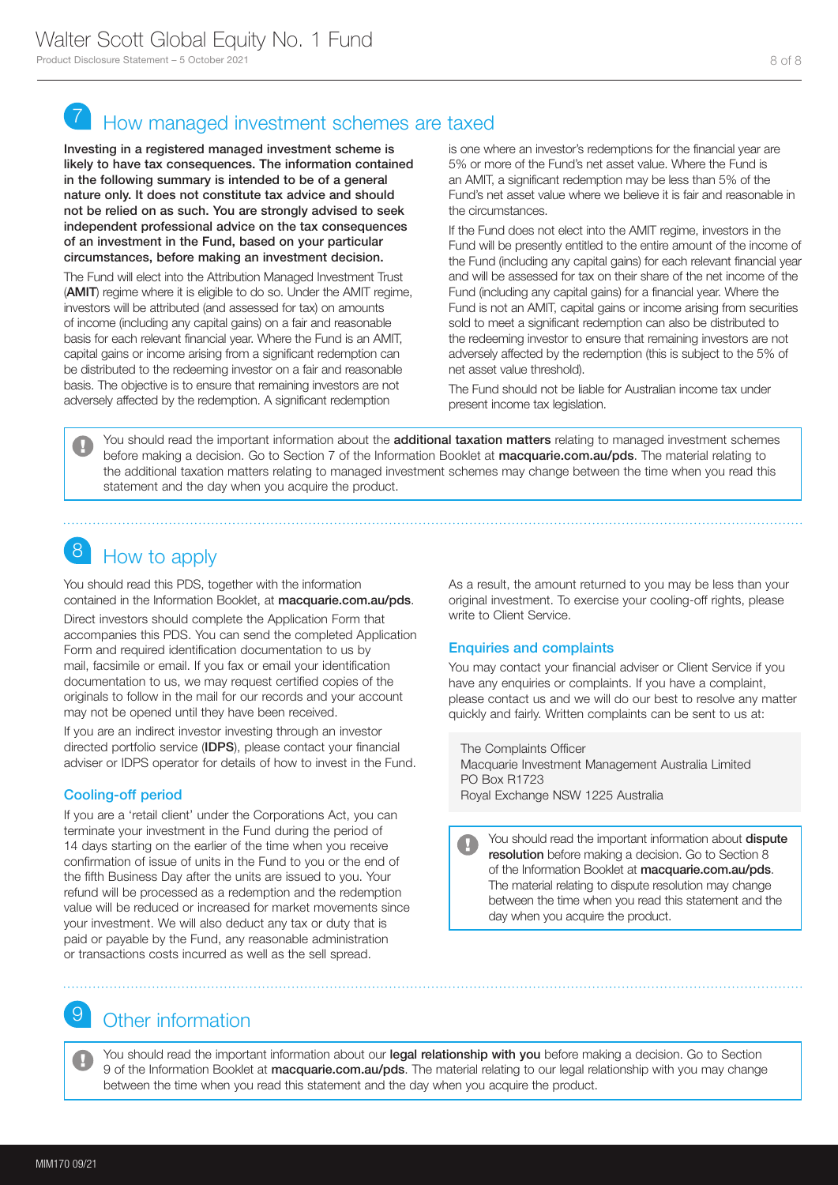## 7 How managed investment schemes are taxed

**Investing in a registered managed investment scheme is likely to have tax consequences. The information contained in the following summary is intended to be of a general nature only. It does not constitute tax advice and should not be relied on as such. You are strongly advised to seek independent professional advice on the tax consequences of an investment in the Fund, based on your particular circumstances, before making an investment decision.**

The Fund will elect into the Attribution Managed Investment Trust (**AMIT**) regime where it is eligible to do so. Under the AMIT regime, investors will be attributed (and assessed for tax) on amounts of income (including any capital gains) on a fair and reasonable basis for each relevant financial year. Where the Fund is an AMIT, capital gains or income arising from a significant redemption can be distributed to the redeeming investor on a fair and reasonable basis. The objective is to ensure that remaining investors are not adversely affected by the redemption. A significant redemption is one where an investor's redemptions for the financial year are 5% or more of the Fund's net asset value. Where the Fund is an AMIT, a significant redemption may be less than 5% of the Fund's net asset value where we believe it is fair and reasonable in the circumstances.

If the Fund does not elect into the AMIT regime, investors in the Fund will be presently entitled to the entire amount of the income of the Fund (including any capital gains) for each relevant financial year and will be assessed for tax on their share of the net income of the Fund (including any capital gains) for a financial year. Where the Fund is not an AMIT, capital gains or income arising from securities sold to meet a significant redemption can also be distributed to the redeeming investor to ensure that remaining investors are not adversely affected by the redemption (this is subject to the 5% of net asset value threshold).

The Fund should not be liable for Australian income tax under present income tax legislation.

> You should read the important information about the **additional taxation matters** relating to managed investment schemes before making a decision. Go to Section 7 of the Information Booklet at **macquarie.com.au/pds**. The material relating to the additional taxation matters relating to managed investment schemes may change between the time when you read this statement and the day when you acquire the product.

## 8 How to apply

You should read this PDS, together with the information contained in the Information Booklet, at **macquarie.com.au/pds**.

Direct investors should complete the Application Form that accompanies this PDS. You can send the completed Application Form and required identification documentation to us by mail, facsimile or email. If you fax or email your identification documentation to us, we may request certified copies of the originals to follow in the mail for our records and your account may not be opened until they have been received.

If you are an indirect investor investing through an investor directed portfolio service (**IDPS**), please contact your financial adviser or IDPS operator for details of how to invest in the Fund.

### Cooling-off period

If you are a 'retail client' under the Corporations Act, you can terminate your investment in the Fund during the period of 14 days starting on the earlier of the time when you receive confirmation of issue of units in the Fund to you or the end of the fifth Business Day after the units are issued to you. Your refund will be processed as a redemption and the redemption value will be reduced or increased for market movements since your investment. We will also deduct any tax or duty that is paid or payable by the Fund, any reasonable administration or transactions costs incurred as well as the sell spread. As a result, the amount returned to you may be less than your original investment. To exercise your cooling-off rights, please write to Client Service.

### Enquiries and complaints

You may contact your financial adviser or Client Service if you have any enquiries or complaints. If you have a complaint, please contact us and we will do our best to resolve any matter quickly and fairly. Written complaints can be sent to us at:

The Complaints Officer
Macquarie Investment Management Australia Limited
PO Box R1723
Royal Exchange NSW 1225 Australia

> You should read the important information about **dispute resolution** before making a decision. Go to Section 8 of the Information Booklet at **macquarie.com.au/pds**. The material relating to dispute resolution may change between the time when you read this statement and the day when you acquire the product.

## 9 Other information

> You should read the important information about our **legal relationship with you** before making a decision. Go to Section 9 of the Information Booklet at **macquarie.com.au/pds**. The material relating to our legal relationship with you may change between the time when you read this statement and the day when you acquire the product.

MIM170 09/21